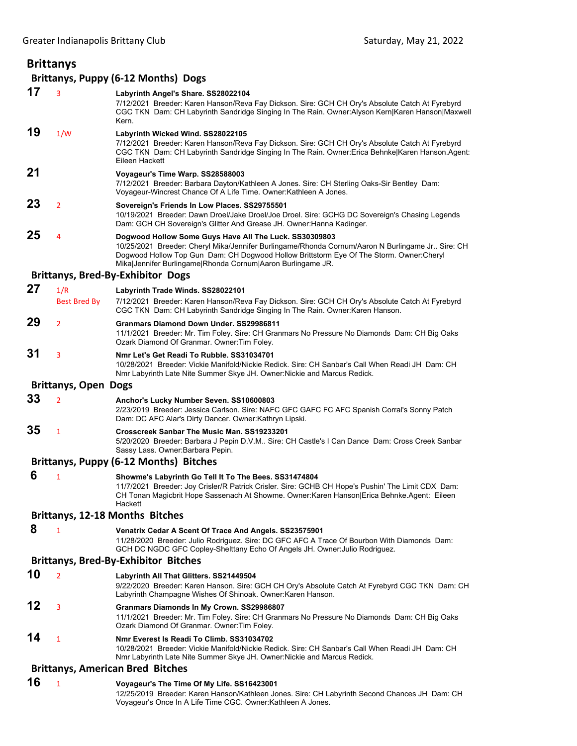Greater Indianapolis Brittany Club — Saturday, May 21, 2022

# Brittanys

## Brittanys, Puppy (6-12 Months) Dogs

**17** — 3
**Labyrinth Angel's Share. SS28022104**
7/12/2021 Breeder: Karen Hanson/Reva Fay Dickson. Sire: GCH CH Ory's Absolute Catch At Fyrebyrd CGC TKN Dam: CH Labyrinth Sandridge Singing In The Rain. Owner:Alyson Kern|Karen Hanson|Maxwell Kern.

**19** — 1/W
**Labyrinth Wicked Wind. SS28022105**
7/12/2021 Breeder: Karen Hanson/Reva Fay Dickson. Sire: GCH CH Ory's Absolute Catch At Fyrebyrd CGC TKN Dam: CH Labyrinth Sandridge Singing In The Rain. Owner:Erica Behnke|Karen Hanson.Agent: Eileen Hackett

**21**
**Voyageur's Time Warp. SS28588003**
7/12/2021 Breeder: Barbara Dayton/Kathleen A Jones. Sire: CH Sterling Oaks-Sir Bentley Dam: Voyageur-Wincrest Chance Of A Life Time. Owner:Kathleen A Jones.

**23** — 2
**Sovereign's Friends In Low Places. SS29755501**
10/19/2021 Breeder: Dawn Droel/Jake Droel/Joe Droel. Sire: GCHG DC Sovereign's Chasing Legends Dam: GCH CH Sovereign's Glitter And Grease JH. Owner:Hanna Kadinger.

**25** — 4
**Dogwood Hollow Some Guys Have All The Luck. SS30309803**
10/25/2021 Breeder: Cheryl Mika/Jennifer Burlingame/Rhonda Cornum/Aaron N Burlingame Jr.. Sire: CH Dogwood Hollow Top Gun Dam: CH Dogwood Hollow Brittstorm Eye Of The Storm. Owner:Cheryl Mika|Jennifer Burlingame|Rhonda Cornum|Aaron Burlingame JR.

## Brittanys, Bred-By-Exhibitor Dogs

**27** — 1/R, Best Bred By
**Labyrinth Trade Winds. SS28022101**
7/12/2021 Breeder: Karen Hanson/Reva Fay Dickson. Sire: GCH CH Ory's Absolute Catch At Fyrebyrd CGC TKN Dam: CH Labyrinth Sandridge Singing In The Rain. Owner:Karen Hanson.

**29** — 2
**Granmars Diamond Down Under. SS29986811**
11/1/2021 Breeder: Mr. Tim Foley. Sire: CH Granmars No Pressure No Diamonds Dam: CH Big Oaks Ozark Diamond Of Granmar. Owner:Tim Foley.

**31** — 3
**Nmr Let's Get Readi To Rubble. SS31034701**
10/28/2021 Breeder: Vickie Manifold/Nickie Redick. Sire: CH Sanbar's Call When Readi JH Dam: CH Nmr Labyrinth Late Nite Summer Skye JH. Owner:Nickie and Marcus Redick.

## Brittanys, Open Dogs

**33** — 2
**Anchor's Lucky Number Seven. SS10600803**
2/23/2019 Breeder: Jessica Carlson. Sire: NAFC GFC GAFC FC AFC Spanish Corral's Sonny Patch Dam: DC AFC Alar's Dirty Dancer. Owner:Kathryn Lipski.

**35** — 1
**Crosscreek Sanbar The Music Man. SS19233201**
5/20/2020 Breeder: Barbara J Pepin D.V.M.. Sire: CH Castle's I Can Dance Dam: Cross Creek Sanbar Sassy Lass. Owner:Barbara Pepin.

## Brittanys, Puppy (6-12 Months) Bitches

**6** — 1
**Showme's Labyrinth Go Tell It To The Bees. SS31474804**
11/7/2021 Breeder: Joy Crisler/R Patrick Crisler. Sire: GCHB CH Hope's Pushin' The Limit CDX Dam: CH Tonan Magicbrit Hope Sassenach At Showme. Owner:Karen Hanson|Erica Behnke.Agent: Eileen Hackett

## Brittanys, 12-18 Months Bitches

**8** — 1
**Venatrix Cedar A Scent Of Trace And Angels. SS23575901**
11/28/2020 Breeder: Julio Rodriguez. Sire: DC GFC AFC A Trace Of Bourbon With Diamonds Dam: GCH DC NGDC GFC Copley-Shelttany Echo Of Angels JH. Owner:Julio Rodriguez.

## Brittanys, Bred-By-Exhibitor Bitches

**10** — 2
**Labyrinth All That Glitters. SS21449504**
9/22/2020 Breeder: Karen Hanson. Sire: GCH CH Ory's Absolute Catch At Fyrebyrd CGC TKN Dam: CH Labyrinth Champagne Wishes Of Shinoak. Owner:Karen Hanson.

**12** — 3
**Granmars Diamonds In My Crown. SS29986807**
11/1/2021 Breeder: Mr. Tim Foley. Sire: CH Granmars No Pressure No Diamonds Dam: CH Big Oaks Ozark Diamond Of Granmar. Owner:Tim Foley.

**14** — 1
**Nmr Everest Is Readi To Climb. SS31034702**
10/28/2021 Breeder: Vickie Manifold/Nickie Redick. Sire: CH Sanbar's Call When Readi JH Dam: CH Nmr Labyrinth Late Nite Summer Skye JH. Owner:Nickie and Marcus Redick.

## Brittanys, American Bred Bitches

**16** — 1
**Voyageur's The Time Of My Life. SS16423001**
12/25/2019 Breeder: Karen Hanson/Kathleen Jones. Sire: CH Labyrinth Second Chances JH Dam: CH Voyageur's Once In A Life Time CGC. Owner:Kathleen A Jones.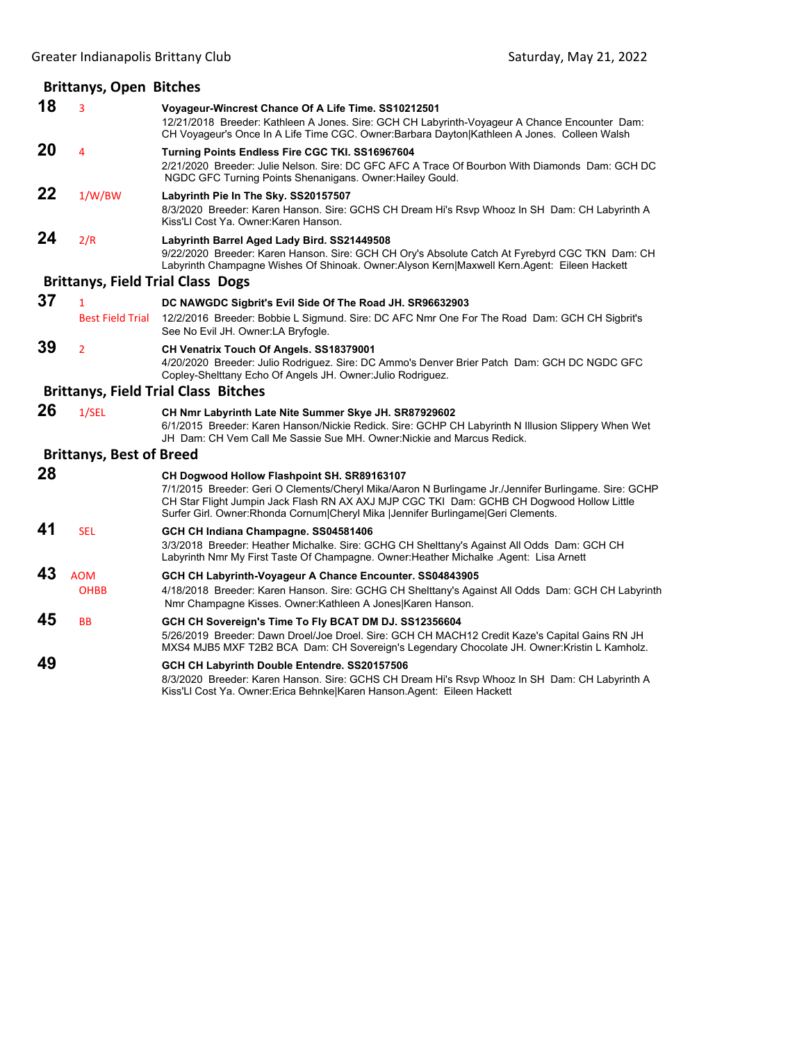## Brittanys, Open Bitches

**18** 3 **Voyageur-Wincrest Chance Of A Life Time. SS10212501**
12/21/2018 Breeder: Kathleen A Jones. Sire: GCH CH Labyrinth-Voyageur A Chance Encounter Dam: CH Voyageur's Once In A Life Time CGC. Owner:Barbara Dayton|Kathleen A Jones. Colleen Walsh

**20** 4 **Turning Points Endless Fire CGC TKI. SS16967604**
2/21/2020 Breeder: Julie Nelson. Sire: DC GFC AFC A Trace Of Bourbon With Diamonds Dam: GCH DC NGDC GFC Turning Points Shenanigans. Owner:Hailey Gould.

**22** 1/W/BW **Labyrinth Pie In The Sky. SS20157507**
8/3/2020 Breeder: Karen Hanson. Sire: GCHS CH Dream Hi's Rsvp Whooz In SH Dam: CH Labyrinth A Kiss'Ll Cost Ya. Owner:Karen Hanson.

**24** 2/R **Labyrinth Barrel Aged Lady Bird. SS21449508**
9/22/2020 Breeder: Karen Hanson. Sire: GCH CH Ory's Absolute Catch At Fyrebyrd CGC TKN Dam: CH Labyrinth Champagne Wishes Of Shinoak. Owner:Alyson Kern|Maxwell Kern.Agent: Eileen Hackett

## Brittanys, Field Trial Class Dogs

**37** 1 Best Field Trial **DC NAWGDC Sigbrit's Evil Side Of The Road JH. SR96632903**
12/2/2016 Breeder: Bobbie L Sigmund. Sire: DC AFC Nmr One For The Road Dam: GCH CH Sigbrit's See No Evil JH. Owner:LA Bryfogle.

**39** 2 **CH Venatrix Touch Of Angels. SS18379001**
4/20/2020 Breeder: Julio Rodriguez. Sire: DC Ammo's Denver Brier Patch Dam: GCH DC NGDC GFC Copley-Shelttany Echo Of Angels JH. Owner:Julio Rodriguez.

## Brittanys, Field Trial Class Bitches

**26** 1/SEL **CH Nmr Labyrinth Late Nite Summer Skye JH. SR87929602**
6/1/2015 Breeder: Karen Hanson/Nickie Redick. Sire: GCHP CH Labyrinth N Illusion Slippery When Wet JH Dam: CH Vem Call Me Sassie Sue MH. Owner:Nickie and Marcus Redick.

## Brittanys, Best of Breed

**28** **CH Dogwood Hollow Flashpoint SH. SR89163107**
7/1/2015 Breeder: Geri O Clements/Cheryl Mika/Aaron N Burlingame Jr./Jennifer Burlingame. Sire: GCHP CH Star Flight Jumpin Jack Flash RN AX AXJ MJP CGC TKI Dam: GCHB CH Dogwood Hollow Little Surfer Girl. Owner:Rhonda Cornum|Cheryl Mika |Jennifer Burlingame|Geri Clements.

**41** SEL **GCH CH Indiana Champagne. SS04581406**
3/3/2018 Breeder: Heather Michalke. Sire: GCHG CH Shelttany's Against All Odds Dam: GCH CH Labyrinth Nmr My First Taste Of Champagne. Owner:Heather Michalke .Agent: Lisa Arnett

**43** AOM OHBB **GCH CH Labyrinth-Voyageur A Chance Encounter. SS04843905**
4/18/2018 Breeder: Karen Hanson. Sire: GCHG CH Shelttany's Against All Odds Dam: GCH CH Labyrinth Nmr Champagne Kisses. Owner:Kathleen A Jones|Karen Hanson.

**45** BB **GCH CH Sovereign's Time To Fly BCAT DM DJ. SS12356604**
5/26/2019 Breeder: Dawn Droel/Joe Droel. Sire: GCH CH MACH12 Credit Kaze's Capital Gains RN JH MXS4 MJB5 MXF T2B2 BCA Dam: CH Sovereign's Legendary Chocolate JH. Owner:Kristin L Kamholz.

**49** **GCH CH Labyrinth Double Entendre. SS20157506**
8/3/2020 Breeder: Karen Hanson. Sire: GCHS CH Dream Hi's Rsvp Whooz In SH Dam: CH Labyrinth A Kiss'Ll Cost Ya. Owner:Erica Behnke|Karen Hanson.Agent: Eileen Hackett